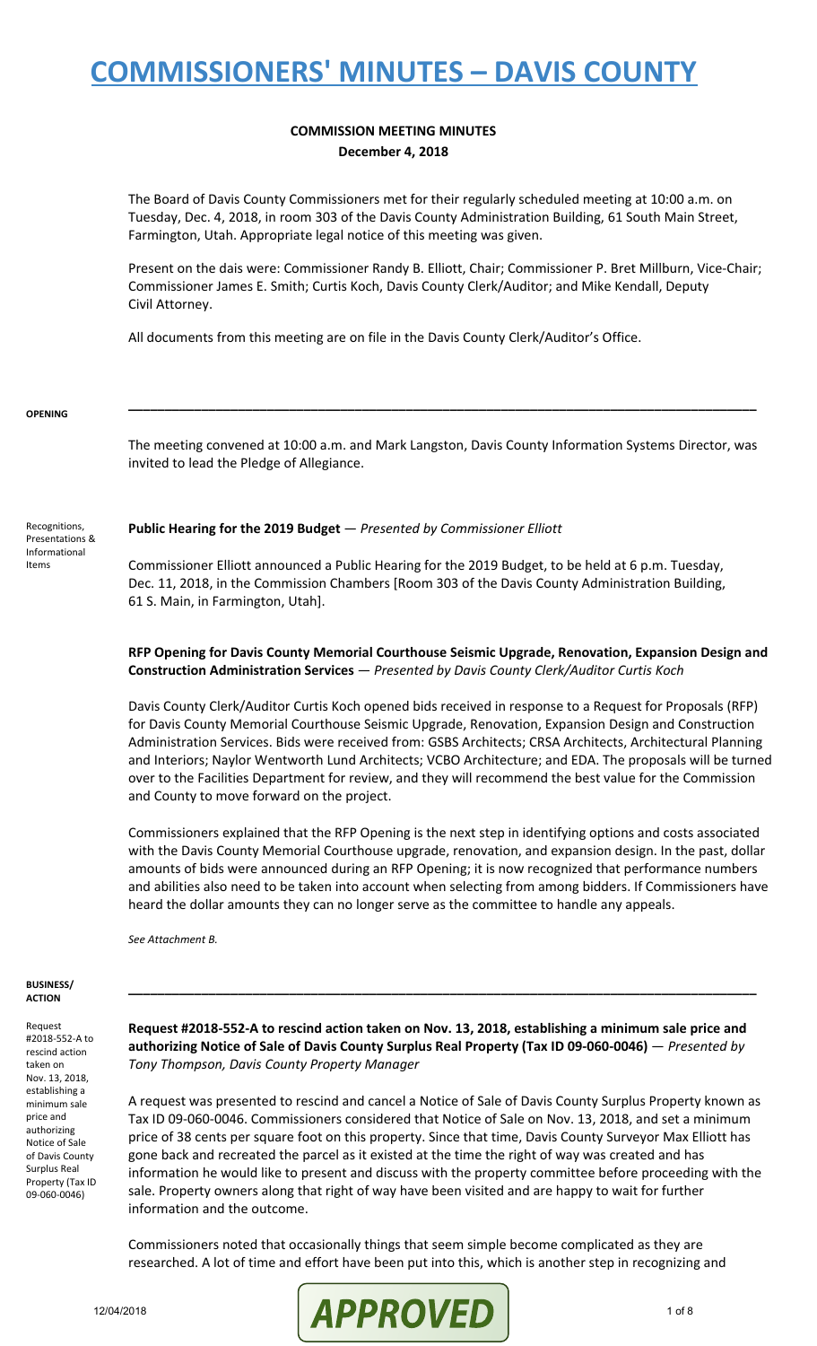# COMMISSIONERS' MINUTES – DAVIS COUNTY

**COMMISSION MEETING MINUTES**
**December 4, 2018**

The Board of Davis County Commissioners met for their regularly scheduled meeting at 10:00 a.m. on Tuesday, Dec. 4, 2018, in room 303 of the Davis County Administration Building, 61 South Main Street, Farmington, Utah. Appropriate legal notice of this meeting was given.

Present on the dais were: Commissioner Randy B. Elliott, Chair; Commissioner P. Bret Millburn, Vice-Chair; Commissioner James E. Smith; Curtis Koch, Davis County Clerk/Auditor; and Mike Kendall, Deputy Civil Attorney.

All documents from this meeting are on file in the Davis County Clerk/Auditor's Office.

**OPENING**

The meeting convened at 10:00 a.m. and Mark Langston, Davis County Information Systems Director, was invited to lead the Pledge of Allegiance.

Recognitions, Presentations & Informational Items

**Public Hearing for the 2019 Budget** — *Presented by Commissioner Elliott*

Commissioner Elliott announced a Public Hearing for the 2019 Budget, to be held at 6 p.m. Tuesday, Dec. 11, 2018, in the Commission Chambers [Room 303 of the Davis County Administration Building, 61 S. Main, in Farmington, Utah].

**RFP Opening for Davis County Memorial Courthouse Seismic Upgrade, Renovation, Expansion Design and Construction Administration Services** — *Presented by Davis County Clerk/Auditor Curtis Koch*

Davis County Clerk/Auditor Curtis Koch opened bids received in response to a Request for Proposals (RFP) for Davis County Memorial Courthouse Seismic Upgrade, Renovation, Expansion Design and Construction Administration Services. Bids were received from: GSBS Architects; CRSA Architects, Architectural Planning and Interiors; Naylor Wentworth Lund Architects; VCBO Architecture; and EDA. The proposals will be turned over to the Facilities Department for review, and they will recommend the best value for the Commission and County to move forward on the project.

Commissioners explained that the RFP Opening is the next step in identifying options and costs associated with the Davis County Memorial Courthouse upgrade, renovation, and expansion design. In the past, dollar amounts of bids were announced during an RFP Opening; it is now recognized that performance numbers and abilities also need to be taken into account when selecting from among bidders. If Commissioners have heard the dollar amounts they can no longer serve as the committee to handle any appeals.

*See Attachment B.*

**BUSINESS/ ACTION**

Request #2018-552-A to rescind action taken on Nov. 13, 2018, establishing a minimum sale price and authorizing Notice of Sale of Davis County Surplus Real Property (Tax ID 09-060-0046)

**Request #2018-552-A to rescind action taken on Nov. 13, 2018, establishing a minimum sale price and authorizing Notice of Sale of Davis County Surplus Real Property (Tax ID 09-060-0046)** — *Presented by Tony Thompson, Davis County Property Manager*

A request was presented to rescind and cancel a Notice of Sale of Davis County Surplus Property known as Tax ID 09-060-0046. Commissioners considered that Notice of Sale on Nov. 13, 2018, and set a minimum price of 38 cents per square foot on this property. Since that time, Davis County Surveyor Max Elliott has gone back and recreated the parcel as it existed at the time the right of way was created and has information he would like to present and discuss with the property committee before proceeding with the sale. Property owners along that right of way have been visited and are happy to wait for further information and the outcome.

Commissioners noted that occasionally things that seem simple become complicated as they are researched. A lot of time and effort have been put into this, which is another step in recognizing and

12/04/2018 APPROVED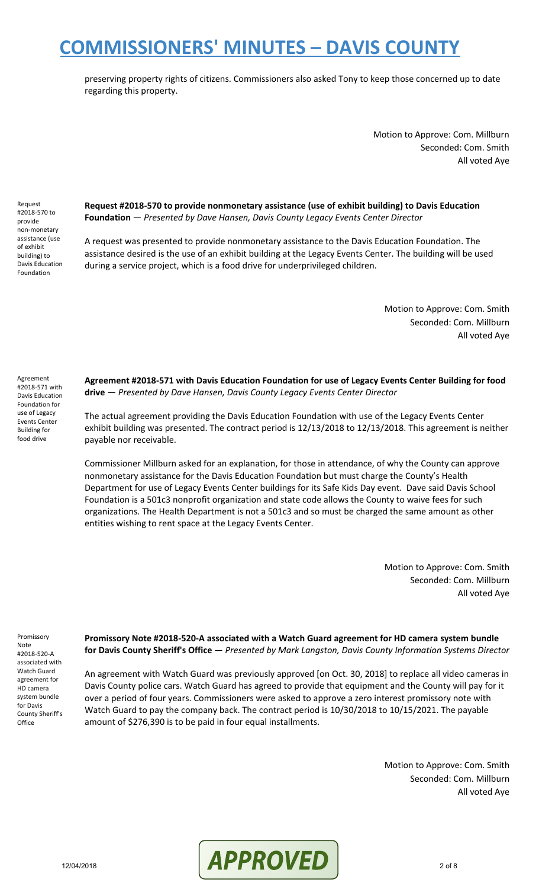preserving property rights of citizens. Commissioners also asked Tony to keep those concerned up to date regarding this property.

Motion to Approve: Com. Millburn
Seconded: Com. Smith
All voted Aye

Request #2018-570 to provide non-monetary assistance (use of exhibit building) to Davis Education Foundation

**Request #2018-570 to provide nonmonetary assistance (use of exhibit building) to Davis Education Foundation** — *Presented by Dave Hansen, Davis County Legacy Events Center Director*

A request was presented to provide nonmonetary assistance to the Davis Education Foundation. The assistance desired is the use of an exhibit building at the Legacy Events Center. The building will be used during a service project, which is a food drive for underprivileged children.

Motion to Approve: Com. Smith
Seconded: Com. Millburn
All voted Aye

Agreement #2018-571 with Davis Education Foundation for use of Legacy Events Center Building for food drive

**Agreement #2018-571 with Davis Education Foundation for use of Legacy Events Center Building for food drive** — *Presented by Dave Hansen, Davis County Legacy Events Center Director*

The actual agreement providing the Davis Education Foundation with use of the Legacy Events Center exhibit building was presented. The contract period is 12/13/2018 to 12/13/2018. This agreement is neither payable nor receivable.

Commissioner Millburn asked for an explanation, for those in attendance, of why the County can approve nonmonetary assistance for the Davis Education Foundation but must charge the County's Health Department for use of Legacy Events Center buildings for its Safe Kids Day event. Dave said Davis School Foundation is a 501c3 nonprofit organization and state code allows the County to waive fees for such organizations. The Health Department is not a 501c3 and so must be charged the same amount as other entities wishing to rent space at the Legacy Events Center.

Motion to Approve: Com. Smith
Seconded: Com. Millburn
All voted Aye

Promissory Note #2018-520-A associated with Watch Guard agreement for HD camera system bundle for Davis County Sheriff's Office

**Promissory Note #2018-520-A associated with a Watch Guard agreement for HD camera system bundle for Davis County Sheriff's Office** — *Presented by Mark Langston, Davis County Information Systems Director*

An agreement with Watch Guard was previously approved [on Oct. 30, 2018] to replace all video cameras in Davis County police cars. Watch Guard has agreed to provide that equipment and the County will pay for it over a period of four years. Commissioners were asked to approve a zero interest promissory note with Watch Guard to pay the company back. The contract period is 10/30/2018 to 10/15/2021. The payable amount of $276,390 is to be paid in four equal installments.

Motion to Approve: Com. Smith
Seconded: Com. Millburn
All voted Aye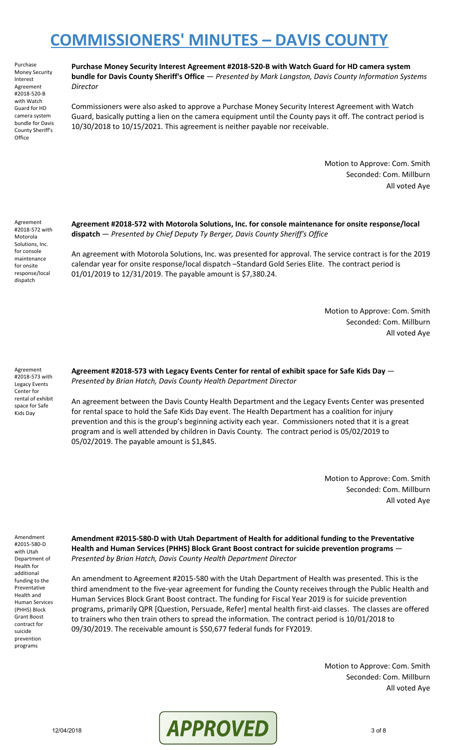**Purchase Money Security Interest Agreement #2018-520-B with Watch Guard for HD camera system bundle for Davis County Sheriff's Office** — *Presented by Mark Langston, Davis County Information Systems Director*

Commissioners were also asked to approve a Purchase Money Security Interest Agreement with Watch Guard, basically putting a lien on the camera equipment until the County pays it off. The contract period is 10/30/2018 to 10/15/2021. This agreement is neither payable nor receivable.

Motion to Approve: Com. Smith
Seconded: Com. Millburn
All voted Aye

**Agreement #2018-572 with Motorola Solutions, Inc. for console maintenance for onsite response/local dispatch** — *Presented by Chief Deputy Ty Berger, Davis County Sheriff's Office*

An agreement with Motorola Solutions, Inc. was presented for approval. The service contract is for the 2019 calendar year for onsite response/local dispatch –Standard Gold Series Elite. The contract period is 01/01/2019 to 12/31/2019. The payable amount is $7,380.24.

Motion to Approve: Com. Smith
Seconded: Com. Millburn
All voted Aye

**Agreement #2018-573 with Legacy Events Center for rental of exhibit space for Safe Kids Day** — *Presented by Brian Hatch, Davis County Health Department Director*

An agreement between the Davis County Health Department and the Legacy Events Center was presented for rental space to hold the Safe Kids Day event. The Health Department has a coalition for injury prevention and this is the group's beginning activity each year. Commissioners noted that it is a great program and is well attended by children in Davis County. The contract period is 05/02/2019 to 05/02/2019. The payable amount is $1,845.

Motion to Approve: Com. Smith
Seconded: Com. Millburn
All voted Aye

**Amendment #2015-580-D with Utah Department of Health for additional funding to the Preventative Health and Human Services (PHHS) Block Grant Boost contract for suicide prevention programs** — *Presented by Brian Hatch, Davis County Health Department Director*

An amendment to Agreement #2015-580 with the Utah Department of Health was presented. This is the third amendment to the five-year agreement for funding the County receives through the Public Health and Human Services Block Grant Boost contract. The funding for Fiscal Year 2019 is for suicide prevention programs, primarily QPR [Question, Persuade, Refer] mental health first-aid classes. The classes are offered to trainers who then train others to spread the information. The contract period is 10/01/2018 to 09/30/2019. The receivable amount is $50,677 federal funds for FY2019.

Motion to Approve: Com. Smith
Seconded: Com. Millburn
All voted Aye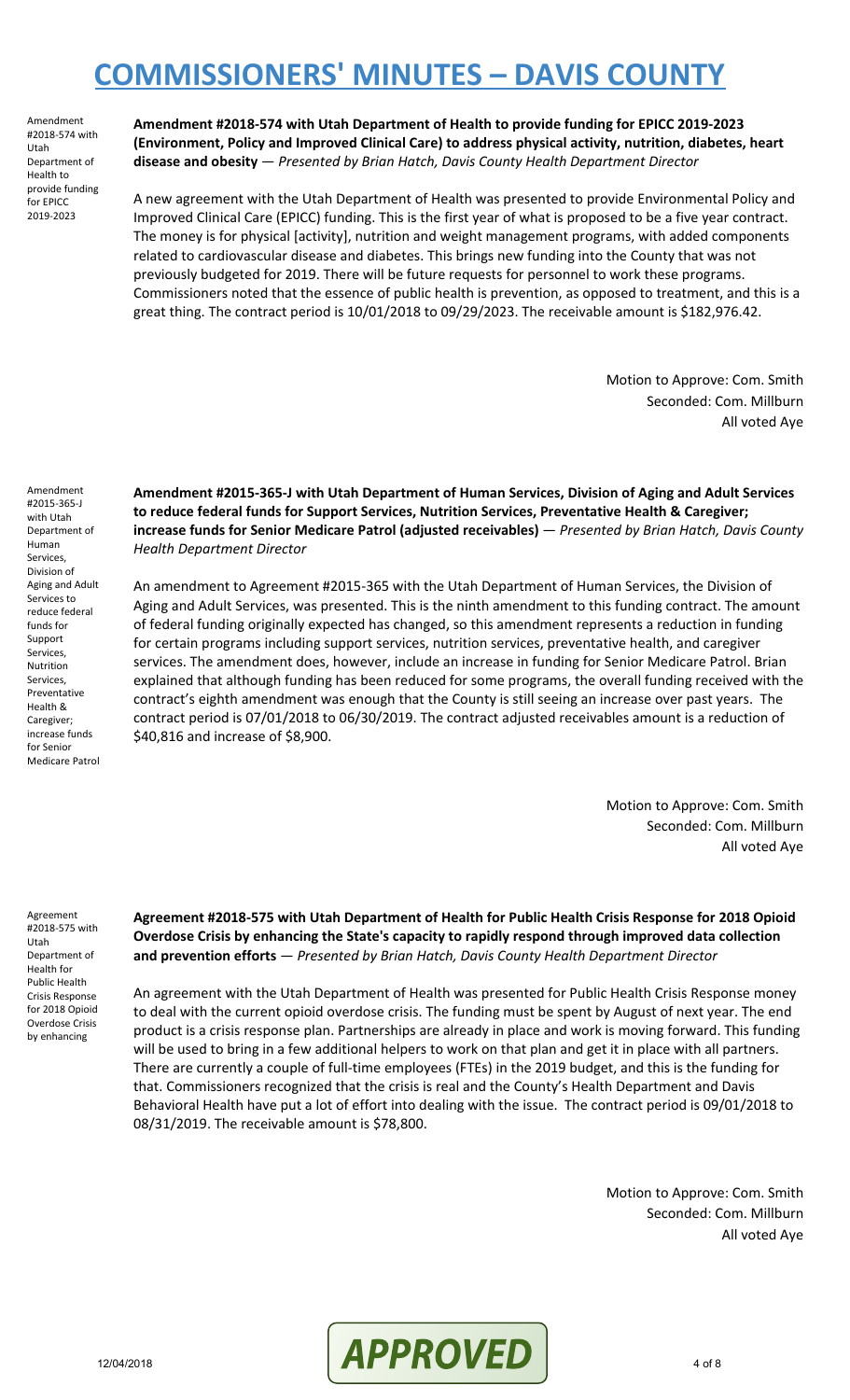Amendment #2018-574 with Utah Department of Health to provide funding for EPICC 2019-2023

**Amendment #2018-574 with Utah Department of Health to provide funding for EPICC 2019-2023 (Environment, Policy and Improved Clinical Care) to address physical activity, nutrition, diabetes, heart disease and obesity** — *Presented by Brian Hatch, Davis County Health Department Director*

A new agreement with the Utah Department of Health was presented to provide Environmental Policy and Improved Clinical Care (EPICC) funding. This is the first year of what is proposed to be a five year contract. The money is for physical [activity], nutrition and weight management programs, with added components related to cardiovascular disease and diabetes. This brings new funding into the County that was not previously budgeted for 2019. There will be future requests for personnel to work these programs. Commissioners noted that the essence of public health is prevention, as opposed to treatment, and this is a great thing. The contract period is 10/01/2018 to 09/29/2023. The receivable amount is $182,976.42.

Motion to Approve: Com. Smith
Seconded: Com. Millburn
All voted Aye

Amendment #2015-365-J with Utah Department of Human Services, Division of Aging and Adult Services to reduce federal funds for Support Services, Nutrition Services, Preventative Health & Caregiver; increase funds for Senior Medicare Patrol

**Amendment #2015-365-J with Utah Department of Human Services, Division of Aging and Adult Services to reduce federal funds for Support Services, Nutrition Services, Preventative Health & Caregiver; increase funds for Senior Medicare Patrol (adjusted receivables)** — *Presented by Brian Hatch, Davis County Health Department Director*

An amendment to Agreement #2015-365 with the Utah Department of Human Services, the Division of Aging and Adult Services, was presented. This is the ninth amendment to this funding contract. The amount of federal funding originally expected has changed, so this amendment represents a reduction in funding for certain programs including support services, nutrition services, preventative health, and caregiver services. The amendment does, however, include an increase in funding for Senior Medicare Patrol. Brian explained that although funding has been reduced for some programs, the overall funding received with the contract's eighth amendment was enough that the County is still seeing an increase over past years. The contract period is 07/01/2018 to 06/30/2019. The contract adjusted receivables amount is a reduction of $40,816 and increase of $8,900.

Motion to Approve: Com. Smith
Seconded: Com. Millburn
All voted Aye

Agreement #2018-575 with Utah Department of Health for Public Health Crisis Response for 2018 Opioid Overdose Crisis by enhancing

**Agreement #2018-575 with Utah Department of Health for Public Health Crisis Response for 2018 Opioid Overdose Crisis by enhancing the State's capacity to rapidly respond through improved data collection and prevention efforts** — *Presented by Brian Hatch, Davis County Health Department Director*

An agreement with the Utah Department of Health was presented for Public Health Crisis Response money to deal with the current opioid overdose crisis. The funding must be spent by August of next year. The end product is a crisis response plan. Partnerships are already in place and work is moving forward. This funding will be used to bring in a few additional helpers to work on that plan and get it in place with all partners. There are currently a couple of full-time employees (FTEs) in the 2019 budget, and this is the funding for that. Commissioners recognized that the crisis is real and the County's Health Department and Davis Behavioral Health have put a lot of effort into dealing with the issue. The contract period is 09/01/2018 to 08/31/2019. The receivable amount is $78,800.

Motion to Approve: Com. Smith
Seconded: Com. Millburn
All voted Aye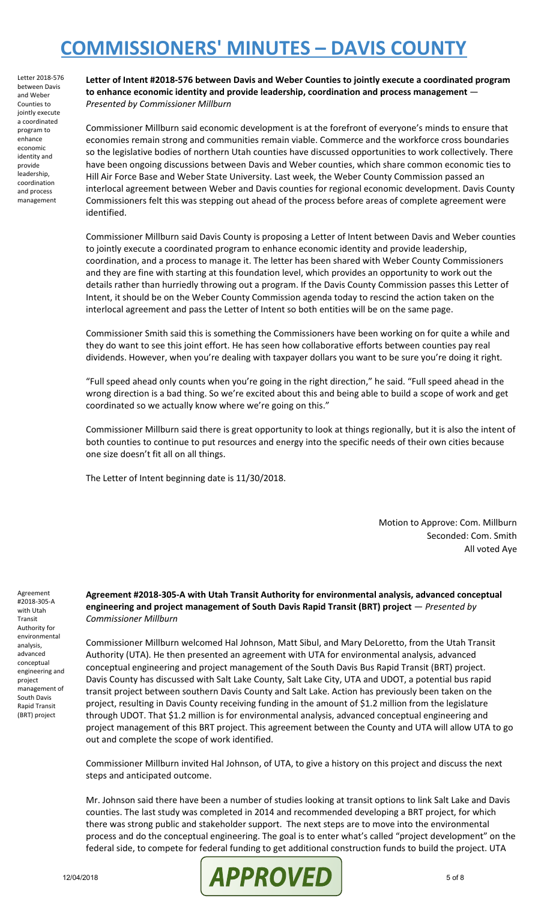Letter 2018-576 between Davis and Weber Counties to jointly execute a coordinated program to enhance economic identity and provide leadership, coordination and process management

**Letter of Intent #2018-576 between Davis and Weber Counties to jointly execute a coordinated program to enhance economic identity and provide leadership, coordination and process management** — *Presented by Commissioner Millburn*

Commissioner Millburn said economic development is at the forefront of everyone's minds to ensure that economies remain strong and communities remain viable. Commerce and the workforce cross boundaries so the legislative bodies of northern Utah counties have discussed opportunities to work collectively. There have been ongoing discussions between Davis and Weber counties, which share common economic ties to Hill Air Force Base and Weber State University. Last week, the Weber County Commission passed an interlocal agreement between Weber and Davis counties for regional economic development. Davis County Commissioners felt this was stepping out ahead of the process before areas of complete agreement were identified.

Commissioner Millburn said Davis County is proposing a Letter of Intent between Davis and Weber counties to jointly execute a coordinated program to enhance economic identity and provide leadership, coordination, and a process to manage it. The letter has been shared with Weber County Commissioners and they are fine with starting at this foundation level, which provides an opportunity to work out the details rather than hurriedly throwing out a program. If the Davis County Commission passes this Letter of Intent, it should be on the Weber County Commission agenda today to rescind the action taken on the interlocal agreement and pass the Letter of Intent so both entities will be on the same page.

Commissioner Smith said this is something the Commissioners have been working on for quite a while and they do want to see this joint effort. He has seen how collaborative efforts between counties pay real dividends. However, when you're dealing with taxpayer dollars you want to be sure you're doing it right.

"Full speed ahead only counts when you're going in the right direction," he said. "Full speed ahead in the wrong direction is a bad thing. So we're excited about this and being able to build a scope of work and get coordinated so we actually know where we're going on this."

Commissioner Millburn said there is great opportunity to look at things regionally, but it is also the intent of both counties to continue to put resources and energy into the specific needs of their own cities because one size doesn't fit all on all things.

The Letter of Intent beginning date is 11/30/2018.

Motion to Approve: Com. Millburn
Seconded: Com. Smith
All voted Aye

Agreement #2018-305-A with Utah Transit Authority for environmental analysis, advanced conceptual engineering and project management of South Davis Rapid Transit (BRT) project

**Agreement #2018-305-A with Utah Transit Authority for environmental analysis, advanced conceptual engineering and project management of South Davis Rapid Transit (BRT) project** — *Presented by Commissioner Millburn*

Commissioner Millburn welcomed Hal Johnson, Matt Sibul, and Mary DeLoretto, from the Utah Transit Authority (UTA). He then presented an agreement with UTA for environmental analysis, advanced conceptual engineering and project management of the South Davis Bus Rapid Transit (BRT) project. Davis County has discussed with Salt Lake County, Salt Lake City, UTA and UDOT, a potential bus rapid transit project between southern Davis County and Salt Lake. Action has previously been taken on the project, resulting in Davis County receiving funding in the amount of $1.2 million from the legislature through UDOT. That $1.2 million is for environmental analysis, advanced conceptual engineering and project management of this BRT project. This agreement between the County and UTA will allow UTA to go out and complete the scope of work identified.

Commissioner Millburn invited Hal Johnson, of UTA, to give a history on this project and discuss the next steps and anticipated outcome.

Mr. Johnson said there have been a number of studies looking at transit options to link Salt Lake and Davis counties. The last study was completed in 2014 and recommended developing a BRT project, for which there was strong public and stakeholder support. The next steps are to move into the environmental process and do the conceptual engineering. The goal is to enter what's called "project development" on the federal side, to compete for federal funding to get additional construction funds to build the project. UTA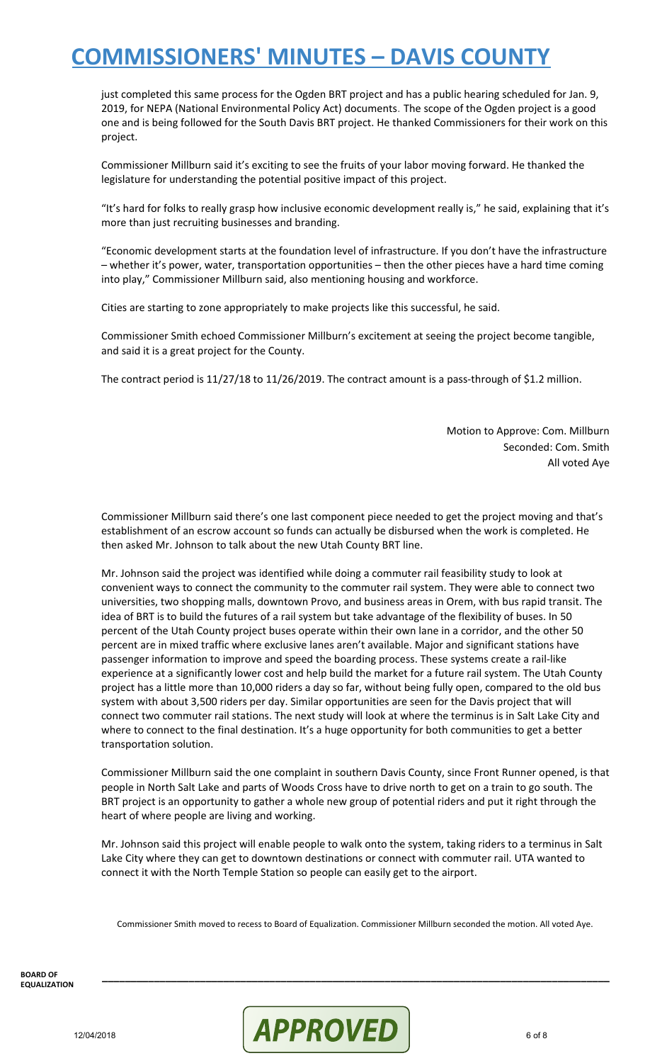just completed this same process for the Ogden BRT project and has a public hearing scheduled for Jan. 9, 2019, for NEPA (National Environmental Policy Act) documents. The scope of the Ogden project is a good one and is being followed for the South Davis BRT project. He thanked Commissioners for their work on this project.

Commissioner Millburn said it's exciting to see the fruits of your labor moving forward. He thanked the legislature for understanding the potential positive impact of this project.

"It's hard for folks to really grasp how inclusive economic development really is," he said, explaining that it's more than just recruiting businesses and branding.

"Economic development starts at the foundation level of infrastructure. If you don't have the infrastructure – whether it's power, water, transportation opportunities – then the other pieces have a hard time coming into play," Commissioner Millburn said, also mentioning housing and workforce.

Cities are starting to zone appropriately to make projects like this successful, he said.

Commissioner Smith echoed Commissioner Millburn's excitement at seeing the project become tangible, and said it is a great project for the County.

The contract period is 11/27/18 to 11/26/2019. The contract amount is a pass-through of $1.2 million.

Motion to Approve: Com. Millburn
Seconded: Com. Smith
All voted Aye

Commissioner Millburn said there's one last component piece needed to get the project moving and that's establishment of an escrow account so funds can actually be disbursed when the work is completed. He then asked Mr. Johnson to talk about the new Utah County BRT line.

Mr. Johnson said the project was identified while doing a commuter rail feasibility study to look at convenient ways to connect the community to the commuter rail system. They were able to connect two universities, two shopping malls, downtown Provo, and business areas in Orem, with bus rapid transit. The idea of BRT is to build the futures of a rail system but take advantage of the flexibility of buses. In 50 percent of the Utah County project buses operate within their own lane in a corridor, and the other 50 percent are in mixed traffic where exclusive lanes aren't available. Major and significant stations have passenger information to improve and speed the boarding process. These systems create a rail-like experience at a significantly lower cost and help build the market for a future rail system. The Utah County project has a little more than 10,000 riders a day so far, without being fully open, compared to the old bus system with about 3,500 riders per day. Similar opportunities are seen for the Davis project that will connect two commuter rail stations. The next study will look at where the terminus is in Salt Lake City and where to connect to the final destination. It's a huge opportunity for both communities to get a better transportation solution.

Commissioner Millburn said the one complaint in southern Davis County, since Front Runner opened, is that people in North Salt Lake and parts of Woods Cross have to drive north to get on a train to go south. The BRT project is an opportunity to gather a whole new group of potential riders and put it right through the heart of where people are living and working.

Mr. Johnson said this project will enable people to walk onto the system, taking riders to a terminus in Salt Lake City where they can get to downtown destinations or connect with commuter rail. UTA wanted to connect it with the North Temple Station so people can easily get to the airport.

Commissioner Smith moved to recess to Board of Equalization. Commissioner Millburn seconded the motion. All voted Aye.

**BOARD OF EQUALIZATION**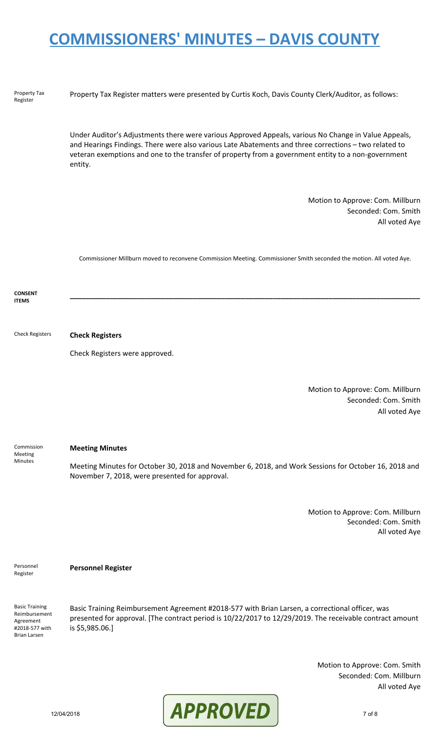Property Tax Register

Property Tax Register matters were presented by Curtis Koch, Davis County Clerk/Auditor, as follows:

Under Auditor's Adjustments there were various Approved Appeals, various No Change in Value Appeals, and Hearings Findings. There were also various Late Abatements and three corrections – two related to veteran exemptions and one to the transfer of property from a government entity to a non-government entity.

Motion to Approve: Com. Millburn
Seconded: Com. Smith
All voted Aye

Commissioner Millburn moved to reconvene Commission Meeting. Commissioner Smith seconded the motion. All voted Aye.

**CONSENT ITEMS**

---

Check Registers

**Check Registers**

Check Registers were approved.

Motion to Approve: Com. Millburn
Seconded: Com. Smith
All voted Aye

Commission Meeting Minutes

**Meeting Minutes**

Meeting Minutes for October 30, 2018 and November 6, 2018, and Work Sessions for October 16, 2018 and November 7, 2018, were presented for approval.

Motion to Approve: Com. Millburn
Seconded: Com. Smith
All voted Aye

Personnel Register

**Personnel Register**

Basic Training Reimbursement Agreement #2018-577 with Brian Larsen

Basic Training Reimbursement Agreement #2018-577 with Brian Larsen, a correctional officer, was presented for approval. [The contract period is 10/22/2017 to 12/29/2019. The receivable contract amount is $5,985.06.]

Motion to Approve: Com. Smith
Seconded: Com. Millburn
All voted Aye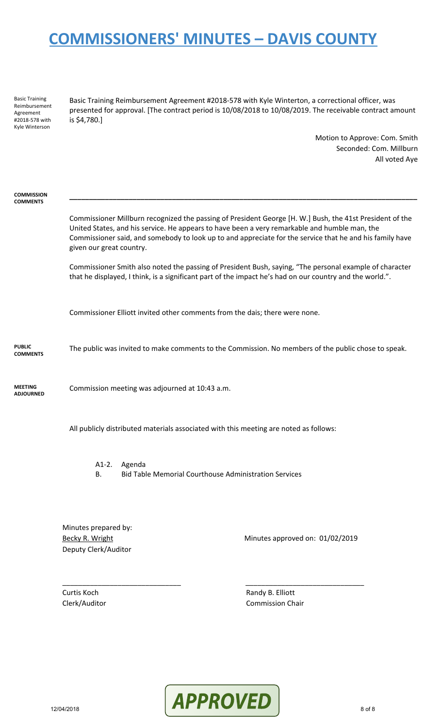# COMMISSIONERS' MINUTES – DAVIS COUNTY

Basic Training Reimbursement Agreement #2018-578 with Kyle Winterson

Basic Training Reimbursement Agreement #2018-578 with Kyle Winterton, a correctional officer, was presented for approval. [The contract period is 10/08/2018 to 10/08/2019. The receivable contract amount is $4,780.]

Motion to Approve: Com. Smith
Seconded: Com. Millburn
All voted Aye

**COMMISSION COMMENTS**

Commissioner Millburn recognized the passing of President George [H. W.] Bush, the 41st President of the United States, and his service. He appears to have been a very remarkable and humble man, the Commissioner said, and somebody to look up to and appreciate for the service that he and his family have given our great country.

Commissioner Smith also noted the passing of President Bush, saying, "The personal example of character that he displayed, I think, is a significant part of the impact he's had on our country and the world.".

Commissioner Elliott invited other comments from the dais; there were none.

**PUBLIC COMMENTS**

The public was invited to make comments to the Commission. No members of the public chose to speak.

**MEETING ADJOURNED**

Commission meeting was adjourned at 10:43 a.m.

All publicly distributed materials associated with this meeting are noted as follows:

A1-2. Agenda
B. Bid Table Memorial Courthouse Administration Services

Minutes prepared by:
Becky R. Wright
Deputy Clerk/Auditor

Minutes approved on: 01/02/2019

\_\_\_\_\_\_\_\_\_\_\_\_\_\_\_\_\_\_\_\_\_\_\_\_\_\_\_\_\_\_
Curtis Koch
Clerk/Auditor

\_\_\_\_\_\_\_\_\_\_\_\_\_\_\_\_\_\_\_\_\_\_\_\_\_\_\_\_\_\_
Randy B. Elliott
Commission Chair

APPROVED

12/04/2018